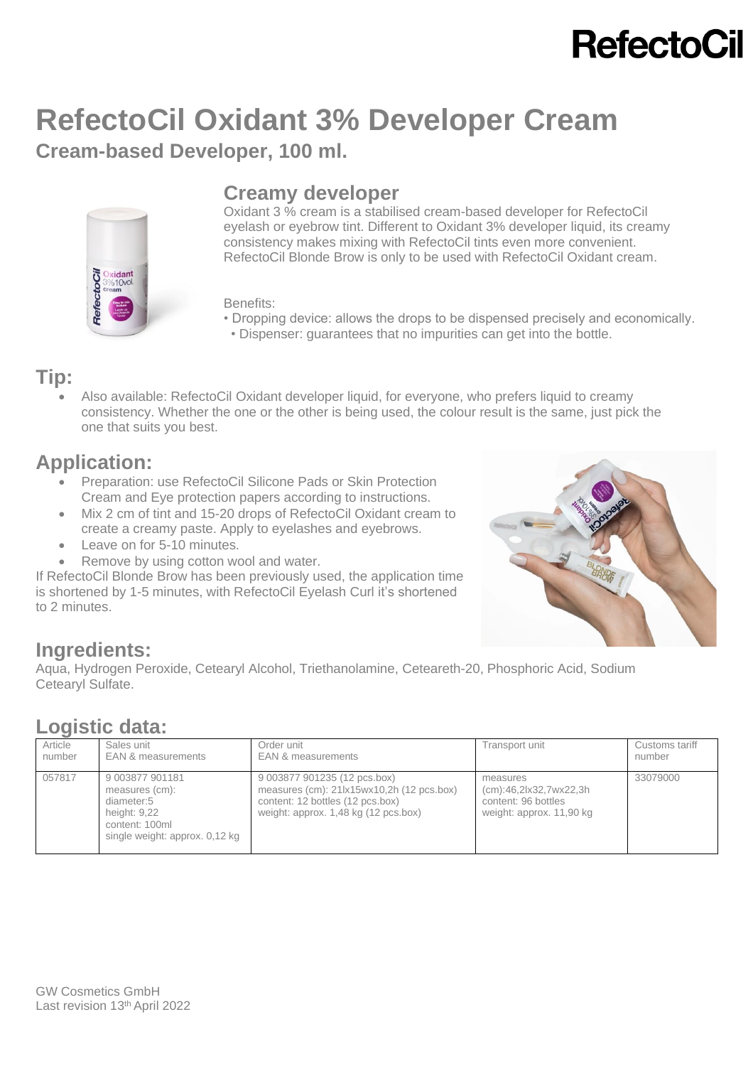RefectoCil

# RefectoCil Oxidant 3% Developer Cream

## Cream-based Developer, 100 ml.

### Creamy developer

Oxidant 3 % cream is a stabilised cream-based developer for RefectoCil eyelash or eyebrow tint. Different to Oxidant 3% developer liquid, its creamy consistency makes mixing with RefectoCil tints even more convenient. RefectoCil Blonde Brow is only to be used with RefectoCil Oxidant cream.

Benefits:

• Dropping device: allows the drops to be dispensed precisely and economically.

• Dispenser: guarantees that no impurities can get into the bottle.

## Tip:

- Also available: RefectoCil Oxidant developer liquid, for everyone, who prefers liquid to creamy consistency. Whether the one or the other is being used, the colour result is the same, just pick the one that suits you best.

## Application:

- Preparation: use RefectoCil Silicone Pads or Skin Protection Cream and Eye protection papers according to instructions.
- Mix 2 cm of tint and 15-20 drops of RefectoCil Oxidant cream to create a creamy paste. Apply to eyelashes and eyebrows.
- Leave on for 5-10 minutes.
- Remove by using cotton wool and water.

If RefectoCil Blonde Brow has been previously used, the application time is shortened by 1-5 minutes, with RefectoCil Eyelash Curl it's shortened to 2 minutes.

## Ingredients:

Aqua, Hydrogen Peroxide, Cetearyl Alcohol, Triethanolamine, Ceteareth-20, Phosphoric Acid, Sodium Cetearyl Sulfate.

## Logistic data:

| Article number | Sales unit EAN & measurements | Order unit EAN & measurements | Transport unit | Customs tariff number |
|---|---|---|---|---|
| 057817 | 9 003877 901181<br>measures (cm):<br>diameter:5<br>height: 9,22<br>content: 100ml<br>single weight: approx. 0,12 kg | 9 003877 901235 (12 pcs.box)<br>measures (cm): 21lx15wx10,2h (12 pcs.box)<br>content: 12 bottles (12 pcs.box)<br>weight: approx. 1,48 kg (12 pcs.box) | measures (cm):46,2lx32,7wx22,3h<br>content: 96 bottles<br>weight: approx. 11,90 kg | 33079000 |

GW Cosmetics GmbH
Last revision 13th April 2022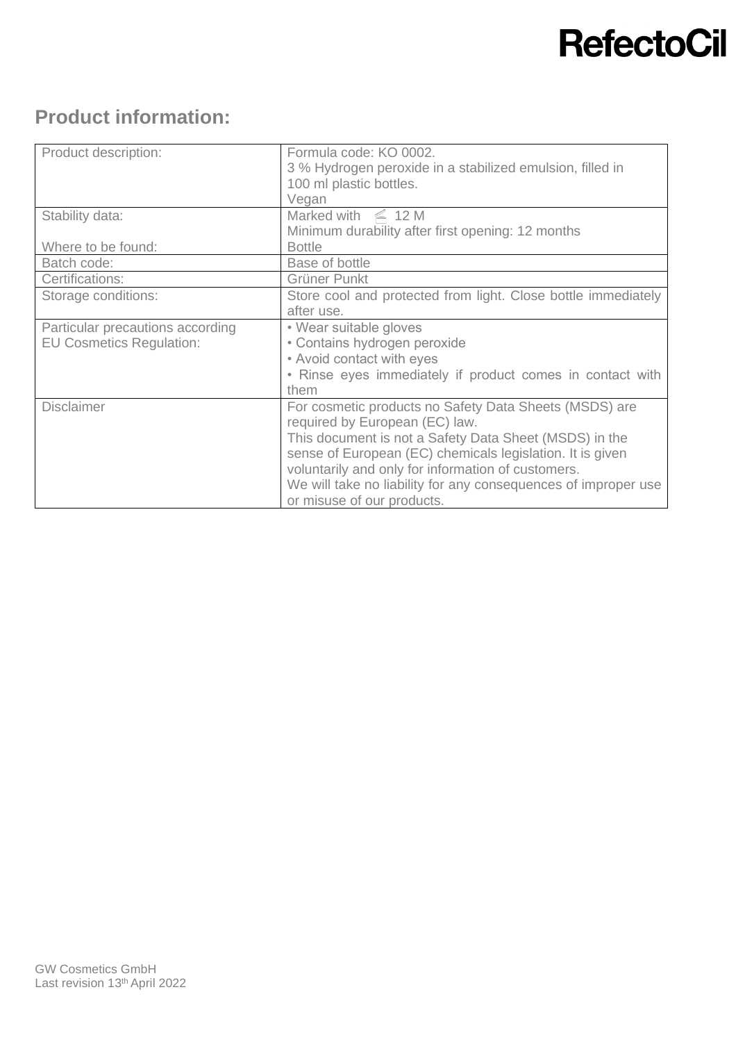RefectoCil

## Product information:

| Product description: | Formula code: KO 0002.<br>3 % Hydrogen peroxide in a stabilized emulsion, filled in 100 ml plastic bottles.<br>Vegan |
|---|---|
| Stability data:<br><br>Where to be found: | Marked with ⋞ 12 M<br>Minimum durability after first opening: 12 months<br>Bottle |
| Batch code: | Base of bottle |
| Certifications: | Grüner Punkt |
| Storage conditions: | Store cool and protected from light. Close bottle immediately after use. |
| Particular precautions according EU Cosmetics Regulation: | • Wear suitable gloves<br>• Contains hydrogen peroxide<br>• Avoid contact with eyes<br>• Rinse eyes immediately if product comes in contact with them |
| Disclaimer | For cosmetic products no Safety Data Sheets (MSDS) are required by European (EC) law.<br>This document is not a Safety Data Sheet (MSDS) in the sense of European (EC) chemicals legislation. It is given voluntarily and only for information of customers.<br>We will take no liability for any consequences of improper use or misuse of our products. |

GW Cosmetics GmbH
Last revision 13th April 2022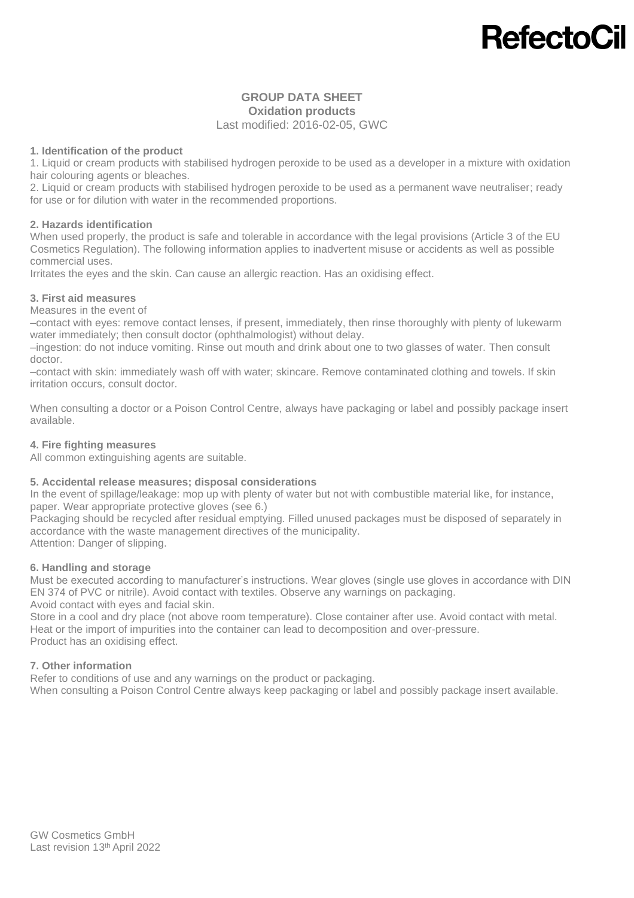RefectoCil

**GROUP DATA SHEET**
**Oxidation products**
Last modified: 2016-02-05, GWC

### 1. Identification of the product

1. Liquid or cream products with stabilised hydrogen peroxide to be used as a developer in a mixture with oxidation hair colouring agents or bleaches.
2. Liquid or cream products with stabilised hydrogen peroxide to be used as a permanent wave neutraliser; ready for use or for dilution with water in the recommended proportions.

### 2. Hazards identification

When used properly, the product is safe and tolerable in accordance with the legal provisions (Article 3 of the EU Cosmetics Regulation). The following information applies to inadvertent misuse or accidents as well as possible commercial uses.
Irritates the eyes and the skin. Can cause an allergic reaction. Has an oxidising effect.

### 3. First aid measures

Measures in the event of
–contact with eyes: remove contact lenses, if present, immediately, then rinse thoroughly with plenty of lukewarm water immediately; then consult doctor (ophthalmologist) without delay.
–ingestion: do not induce vomiting. Rinse out mouth and drink about one to two glasses of water. Then consult doctor.
–contact with skin: immediately wash off with water; skincare. Remove contaminated clothing and towels. If skin irritation occurs, consult doctor.

When consulting a doctor or a Poison Control Centre, always have packaging or label and possibly package insert available.

### 4. Fire fighting measures

All common extinguishing agents are suitable.

### 5. Accidental release measures; disposal considerations

In the event of spillage/leakage: mop up with plenty of water but not with combustible material like, for instance, paper. Wear appropriate protective gloves (see 6.)
Packaging should be recycled after residual emptying. Filled unused packages must be disposed of separately in accordance with the waste management directives of the municipality.
Attention: Danger of slipping.

### 6. Handling and storage

Must be executed according to manufacturer's instructions. Wear gloves (single use gloves in accordance with DIN EN 374 of PVC or nitrile). Avoid contact with textiles. Observe any warnings on packaging.
Avoid contact with eyes and facial skin.
Store in a cool and dry place (not above room temperature). Close container after use. Avoid contact with metal. Heat or the import of impurities into the container can lead to decomposition and over-pressure.
Product has an oxidising effect.

### 7. Other information

Refer to conditions of use and any warnings on the product or packaging.
When consulting a Poison Control Centre always keep packaging or label and possibly package insert available.

GW Cosmetics GmbH
Last revision 13th April 2022